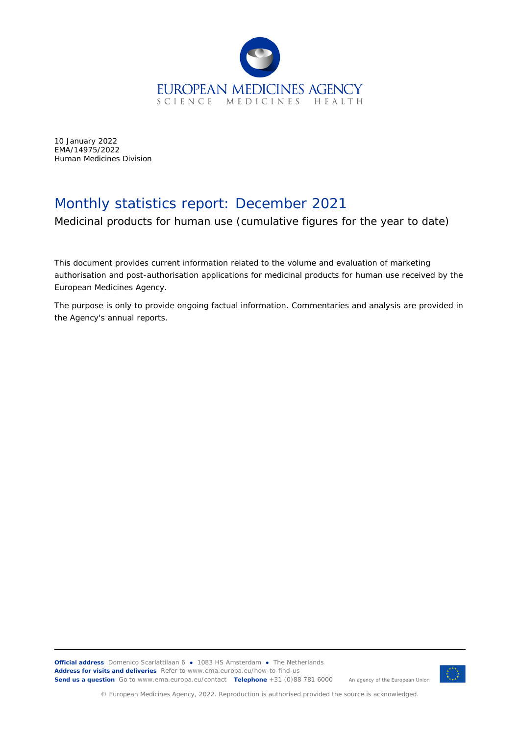10 January 2022
EMA/14975/2022
Human Medicines Division

# Monthly statistics report: December 2021

## Medicinal products for human use (cumulative figures for the year to date)

This document provides current information related to the volume and evaluation of marketing authorisation and post-authorisation applications for medicinal products for human use received by the European Medicines Agency.

The purpose is only to provide ongoing factual information. Commentaries and analysis are provided in the Agency's annual reports.

**Official address** Domenico Scarlattilaan 6 ● 1083 HS Amsterdam ● The Netherlands
**Address for visits and deliveries** Refer to www.ema.europa.eu/how-to-find-us
**Send us a question** Go to www.ema.europa.eu/contact **Telephone** +31 (0)88 781 6000

An agency of the European Union

© European Medicines Agency, 2022. Reproduction is authorised provided the source is acknowledged.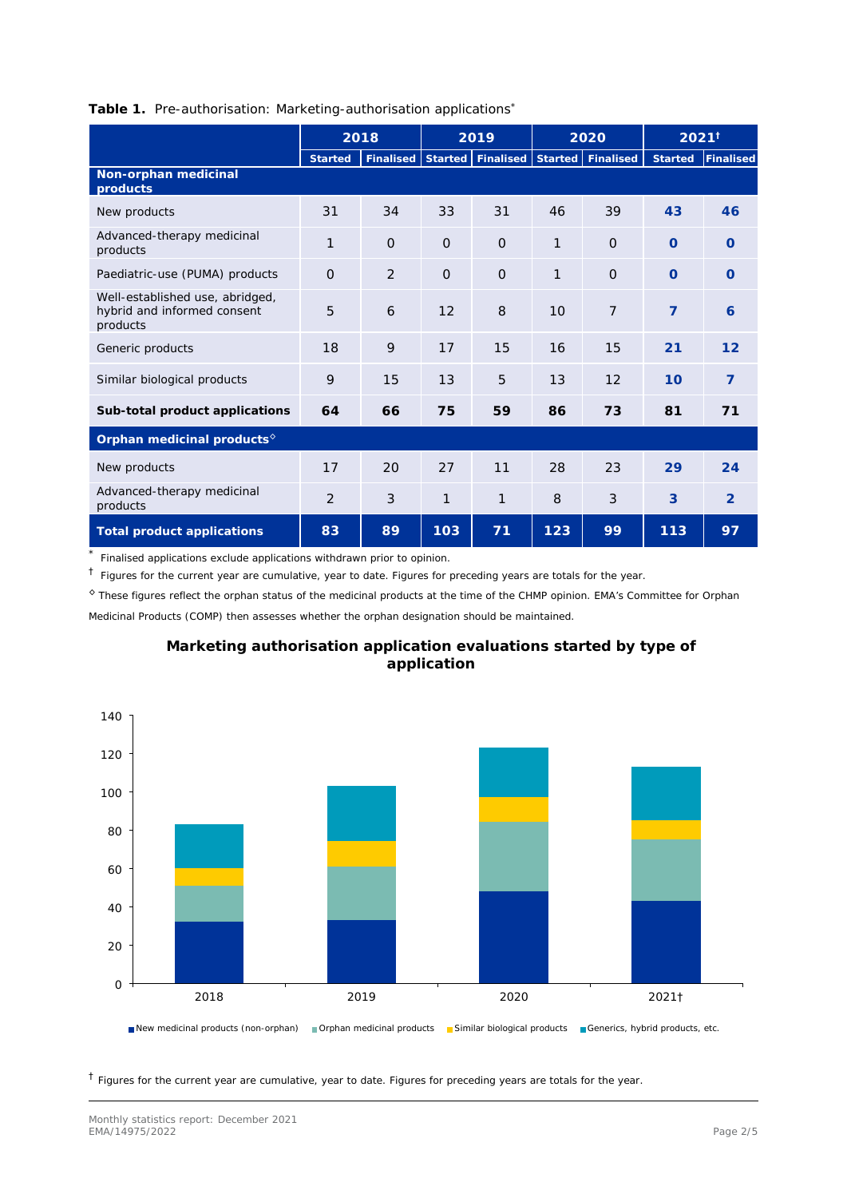**Table 1.** Pre-authorisation: Marketing-authorisation applications*

| | 2018 | | 2019 | | 2020 | | 2021† | |
|---|---|---|---|---|---|---|---|---|
| | Started | Finalised | Started | Finalised | Started | Finalised | Started | Finalised |
| **Non-orphan medicinal products** | | | | | | | | |
| New products | 31 | 34 | 33 | 31 | 46 | 39 | **43** | **46** |
| Advanced-therapy medicinal products | 1 | 0 | 0 | 0 | 1 | 0 | **0** | **0** |
| Paediatric-use (PUMA) products | 0 | 2 | 0 | 0 | 1 | 0 | **0** | **0** |
| Well-established use, abridged, hybrid and informed consent products | 5 | 6 | 12 | 8 | 10 | 7 | **7** | **6** |
| Generic products | 18 | 9 | 17 | 15 | 16 | 15 | **21** | **12** |
| Similar biological products | 9 | 15 | 13 | 5 | 13 | 12 | **10** | **7** |
| **Sub-total product applications** | **64** | **66** | **75** | **59** | **86** | **73** | **81** | **71** |
| **Orphan medicinal products◊** | | | | | | | | |
| New products | 17 | 20 | 27 | 11 | 28 | 23 | **29** | **24** |
| Advanced-therapy medicinal products | 2 | 3 | 1 | 1 | 8 | 3 | **3** | **2** |
| **Total product applications** | **83** | **89** | **103** | **71** | **123** | **99** | **113** | **97** |

\* Finalised applications exclude applications withdrawn prior to opinion.

† Figures for the current year are cumulative, year to date. Figures for preceding years are totals for the year.

◊ These figures reflect the orphan status of the medicinal products at the time of the CHMP opinion. EMA's Committee for Orphan Medicinal Products (COMP) then assesses whether the orphan designation should be maintained.

**Marketing authorisation application evaluations started by type of application**

| | 2018 | 2019 | 2020 | 2021† |
|---|---|---|---|---|
| New medicinal products (non-orphan) | 32 | 33 | 48 | 43 |
| Orphan medicinal products | 19 | 28 | 36 | 32 |
| Similar biological products | 9 | 13 | 13 | 10 |
| Generics, hybrid products, etc. | 23 | 29 | 26 | 28 |

† Figures for the current year are cumulative, year to date. Figures for preceding years are totals for the year.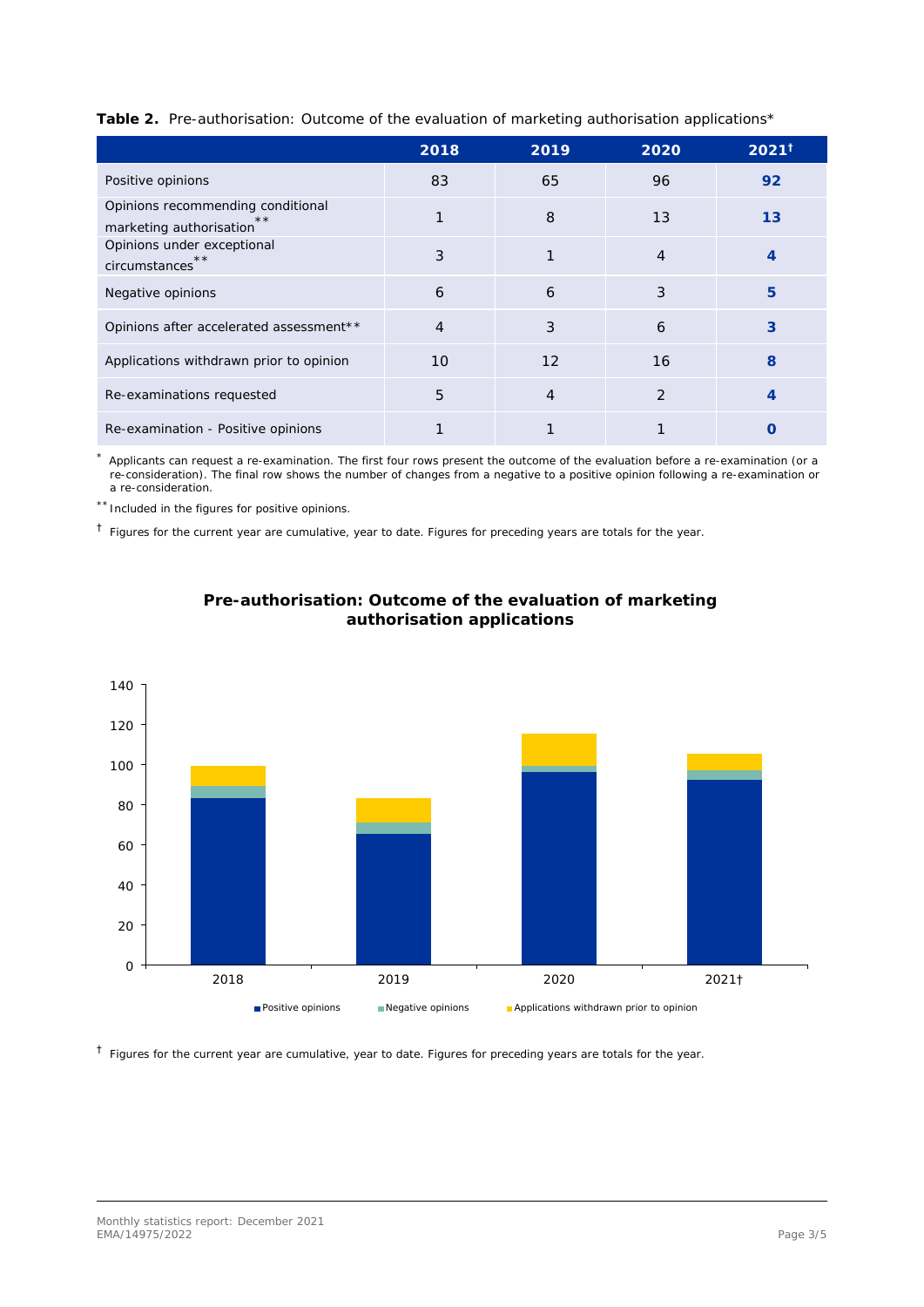**Table 2.** Pre-authorisation: Outcome of the evaluation of marketing authorisation applications*

| | 2018 | 2019 | 2020 | 2021† |
|---|---|---|---|---|
| Positive opinions | 83 | 65 | 96 | **92** |
| Opinions recommending conditional marketing authorisation** | 1 | 8 | 13 | **13** |
| Opinions under exceptional circumstances** | 3 | 1 | 4 | **4** |
| Negative opinions | 6 | 6 | 3 | **5** |
| Opinions after accelerated assessment** | 4 | 3 | 6 | **3** |
| Applications withdrawn prior to opinion | 10 | 12 | 16 | **8** |
| Re-examinations requested | 5 | 4 | 2 | **4** |
| Re-examination - Positive opinions | 1 | 1 | 1 | **0** |

\* Applicants can request a re-examination. The first four rows present the outcome of the evaluation before a re-examination (or a re-consideration). The final row shows the number of changes from a negative to a positive opinion following a re-examination or a re-consideration.

** Included in the figures for positive opinions.

† Figures for the current year are cumulative, year to date. Figures for preceding years are totals for the year.

**Pre-authorisation: Outcome of the evaluation of marketing authorisation applications**

† Figures for the current year are cumulative, year to date. Figures for preceding years are totals for the year.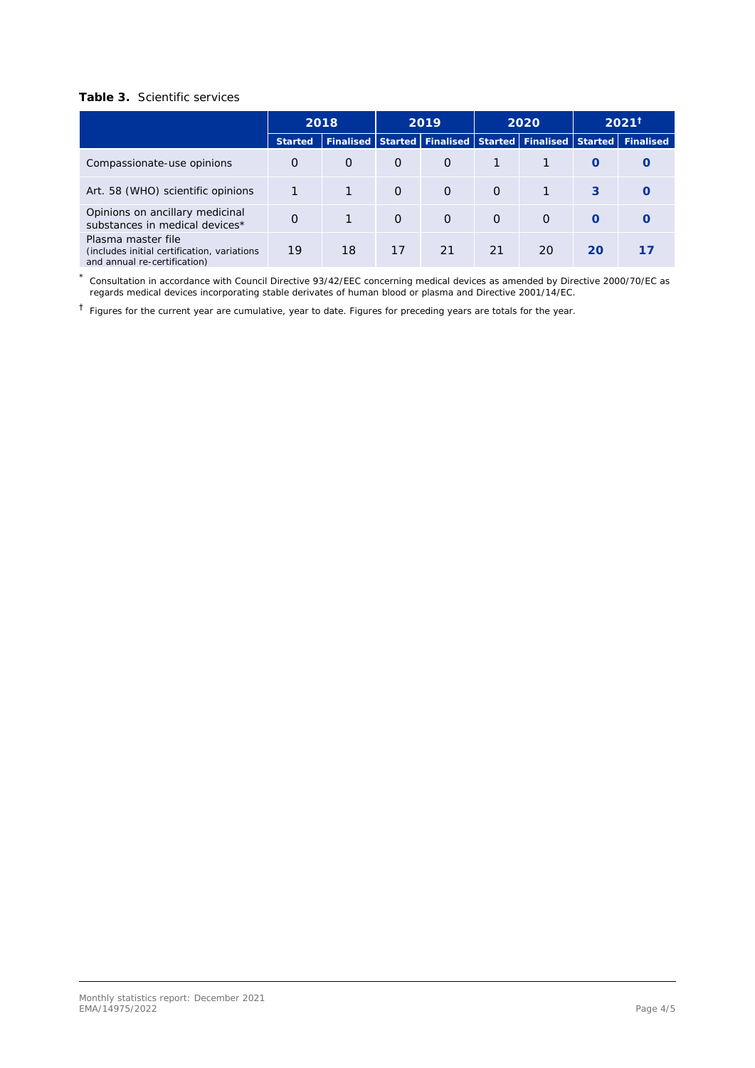**Table 3.** Scientific services

| | 2018 | | 2019 | | 2020 | | 2021[†] | |
|---|---|---|---|---|---|---|---|---|
| | Started | Finalised | Started | Finalised | Started | Finalised | Started | Finalised |
| Compassionate-use opinions | 0 | 0 | 0 | 0 | 1 | 1 | **0** | **0** |
| Art. 58 (WHO) scientific opinions | 1 | 1 | 0 | 0 | 0 | 1 | **3** | **0** |
| Opinions on ancillary medicinal substances in medical devices* | 0 | 1 | 0 | 0 | 0 | 0 | **0** | **0** |
| Plasma master file (includes initial certification, variations and annual re-certification) | 19 | 18 | 17 | 21 | 21 | 20 | **20** | **17** |

\* Consultation in accordance with Council Directive 93/42/EEC concerning medical devices as amended by Directive 2000/70/EC as regards medical devices incorporating stable derivates of human blood or plasma and Directive 2001/14/EC.

[†] Figures for the current year are cumulative, year to date. Figures for preceding years are totals for the year.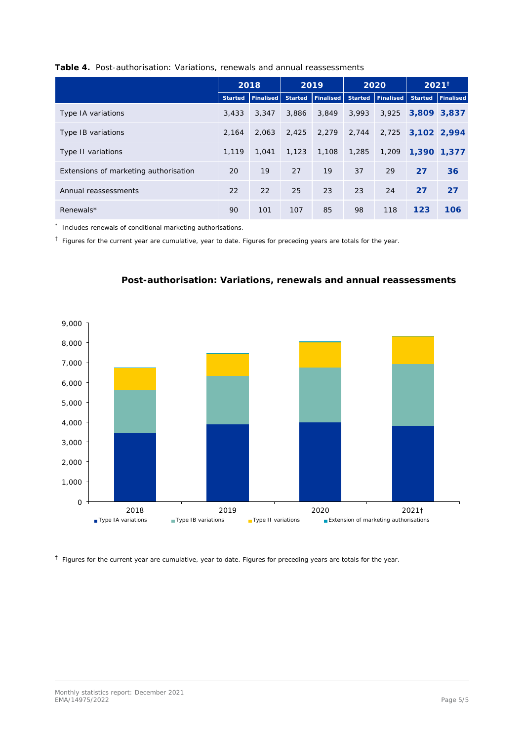**Table 4.** Post-authorisation: Variations, renewals and annual reassessments

| | 2018 | | 2019 | | 2020 | | 2021[†] | |
|---|---|---|---|---|---|---|---|---|
| | Started | Finalised | Started | Finalised | Started | Finalised | Started | Finalised |
| Type IA variations | 3,433 | 3,347 | 3,886 | 3,849 | 3,993 | 3,925 | **3,809** | **3,837** |
| Type IB variations | 2,164 | 2,063 | 2,425 | 2,279 | 2,744 | 2,725 | **3,102** | **2,994** |
| Type II variations | 1,119 | 1,041 | 1,123 | 1,108 | 1,285 | 1,209 | **1,390** | **1,377** |
| Extensions of marketing authorisation | 20 | 19 | 27 | 19 | 37 | 29 | **27** | **36** |
| Annual reassessments | 22 | 22 | 25 | 23 | 23 | 24 | **27** | **27** |
| Renewals* | 90 | 101 | 107 | 85 | 98 | 118 | **123** | **106** |

* Includes renewals of conditional marketing authorisations.

† Figures for the current year are cumulative, year to date. Figures for preceding years are totals for the year.

**Post-authorisation: Variations, renewals and annual reassessments**

9,000
8,000
7,000
6,000
5,000
4,000
3,000
2,000
1,000
0

2018
2019
2020
2021†

Type IA variations
Type IB variations
Type II variations
Extension of marketing authorisations

† Figures for the current year are cumulative, year to date. Figures for preceding years are totals for the year.